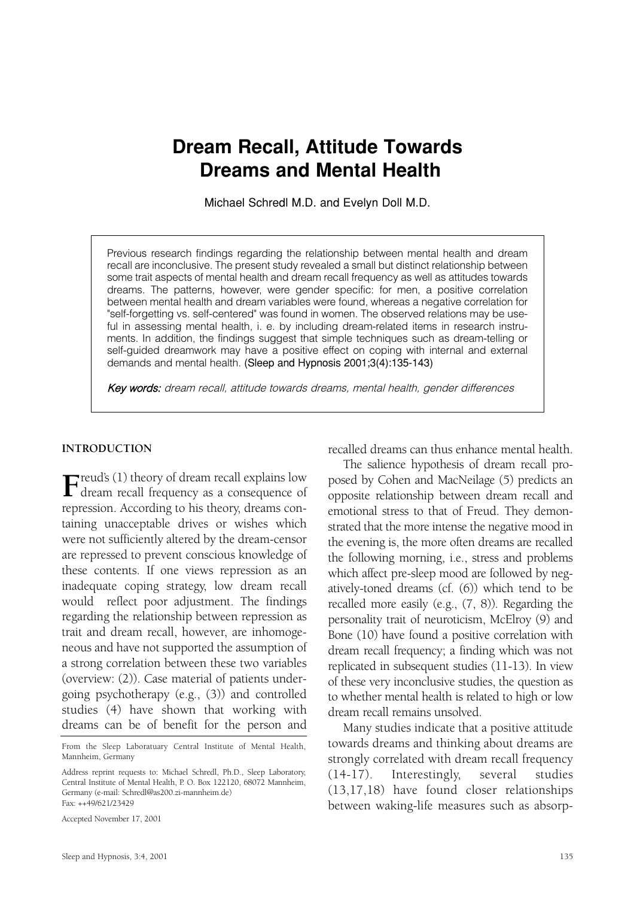# Dream Recall, Attitude Towards Dreams and Mental Health

Michael Schredl M.D. and Evelyn Doll M.D.

> Previous research findings regarding the relationship between mental health and dream recall are inconclusive. The present study revealed a small but distinct relationship between some trait aspects of mental health and dream recall frequency as well as attitudes towards dreams. The patterns, however, were gender specific: for men, a positive correlation between mental health and dream variables were found, whereas a negative correlation for "self-forgetting vs. self-centered" was found in women. The observed relations may be useful in assessing mental health, i. e. by including dream-related items in research instruments. In addition, the findings suggest that simple techniques such as dream-telling or self-guided dreamwork may have a positive effect on coping with internal and external demands and mental health. (Sleep and Hypnosis 2001;3(4):135-143)
>
> *Key words: dream recall, attitude towards dreams, mental health, gender differences*

## INTRODUCTION

Freud's (1) theory of dream recall explains low dream recall frequency as a consequence of repression. According to his theory, dreams containing unacceptable drives or wishes which were not sufficiently altered by the dream-censor are repressed to prevent conscious knowledge of these contents. If one views repression as an inadequate coping strategy, low dream recall would reflect poor adjustment. The findings regarding the relationship between repression as trait and dream recall, however, are inhomogeneous and have not supported the assumption of a strong correlation between these two variables (overview: (2)). Case material of patients undergoing psychotherapy (e.g., (3)) and controlled studies (4) have shown that working with dreams can be of benefit for the person and recalled dreams can thus enhance mental health.

The salience hypothesis of dream recall proposed by Cohen and MacNeilage (5) predicts an opposite relationship between dream recall and emotional stress to that of Freud. They demonstrated that the more intense the negative mood in the evening is, the more often dreams are recalled the following morning, i.e., stress and problems which affect pre-sleep mood are followed by negatively-toned dreams (cf. (6)) which tend to be recalled more easily (e.g., (7, 8)). Regarding the personality trait of neuroticism, McElroy (9) and Bone (10) have found a positive correlation with dream recall frequency; a finding which was not replicated in subsequent studies (11-13). In view of these very inconclusive studies, the question as to whether mental health is related to high or low dream recall remains unsolved.

Many studies indicate that a positive attitude towards dreams and thinking about dreams are strongly correlated with dream recall frequency (14-17). Interestingly, several studies (13,17,18) have found closer relationships between waking-life measures such as absorp-

From the Sleep Laboratuary Central Institute of Mental Health, Mannheim, Germany

Address reprint requests to: Michael Schredl, Ph.D., Sleep Laboratory, Central Institute of Mental Health, P. O. Box 122120, 68072 Mannheim, Germany (e-mail: Schredl@as200.zi-mannheim.de)
Fax: ++49/621/23429

Accepted November 17, 2001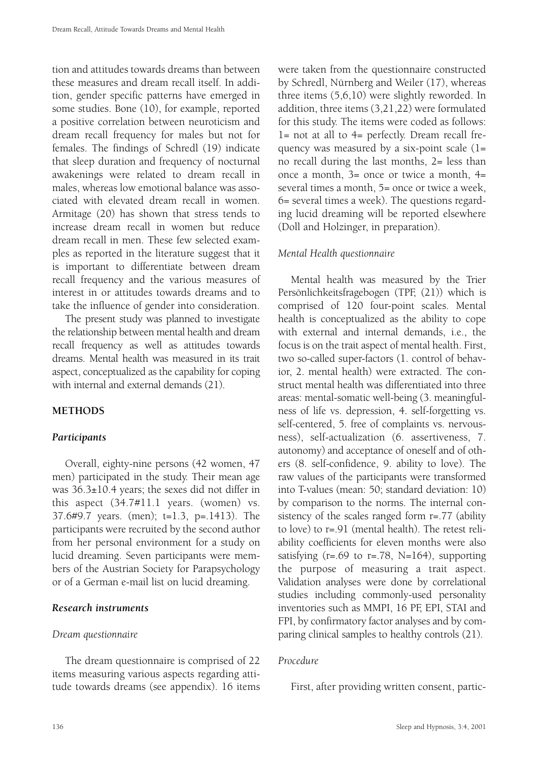tion and attitudes towards dreams than between these measures and dream recall itself. In addition, gender specific patterns have emerged in some studies. Bone (10), for example, reported a positive correlation between neuroticism and dream recall frequency for males but not for females. The findings of Schredl (19) indicate that sleep duration and frequency of nocturnal awakenings were related to dream recall in males, whereas low emotional balance was associated with elevated dream recall in women. Armitage (20) has shown that stress tends to increase dream recall in women but reduce dream recall in men. These few selected examples as reported in the literature suggest that it is important to differentiate between dream recall frequency and the various measures of interest in or attitudes towards dreams and to take the influence of gender into consideration.

The present study was planned to investigate the relationship between mental health and dream recall frequency as well as attitudes towards dreams. Mental health was measured in its trait aspect, conceptualized as the capability for coping with internal and external demands (21).

## METHODS

### *Participants*

Overall, eighty-nine persons (42 women, 47 men) participated in the study. Their mean age was 36.3±10.4 years; the sexes did not differ in this aspect (34.7#11.1 years. (women) vs. 37.6#9.7 years. (men); t=1.3, p=.1413). The participants were recruited by the second author from her personal environment for a study on lucid dreaming. Seven participants were members of the Austrian Society for Parapsychology or of a German e-mail list on lucid dreaming.

### *Research instruments*

#### *Dream questionnaire*

The dream questionnaire is comprised of 22 items measuring various aspects regarding attitude towards dreams (see appendix). 16 items were taken from the questionnaire constructed by Schredl, Nürnberg and Weiler (17), whereas three items (5,6,10) were slightly reworded. In addition, three items (3,21,22) were formulated for this study. The items were coded as follows: 1= not at all to 4= perfectly. Dream recall frequency was measured by a six-point scale (1= no recall during the last months, 2= less than once a month, 3= once or twice a month, 4= several times a month, 5= once or twice a week, 6= several times a week). The questions regarding lucid dreaming will be reported elsewhere (Doll and Holzinger, in preparation).

#### *Mental Health questionnaire*

Mental health was measured by the Trier Persönlichkeitsfragebogen (TPF, (21)) which is comprised of 120 four-point scales. Mental health is conceptualized as the ability to cope with external and internal demands, i.e., the focus is on the trait aspect of mental health. First, two so-called super-factors (1. control of behavior, 2. mental health) were extracted. The construct mental health was differentiated into three areas: mental-somatic well-being (3. meaningfulness of life vs. depression, 4. self-forgetting vs. self-centered, 5. free of complaints vs. nervousness), self-actualization (6. assertiveness, 7. autonomy) and acceptance of oneself and of others (8. self-confidence, 9. ability to love). The raw values of the participants were transformed into T-values (mean: 50; standard deviation: 10) by comparison to the norms. The internal consistency of the scales ranged form r=.77 (ability to love) to r=.91 (mental health). The retest reliability coefficients for eleven months were also satisfying (r=.69 to r=.78, N=164), supporting the purpose of measuring a trait aspect. Validation analyses were done by correlational studies including commonly-used personality inventories such as MMPI, 16 PF, EPI, STAI and FPI, by confirmatory factor analyses and by comparing clinical samples to healthy controls (21).

#### *Procedure*

First, after providing written consent, partic-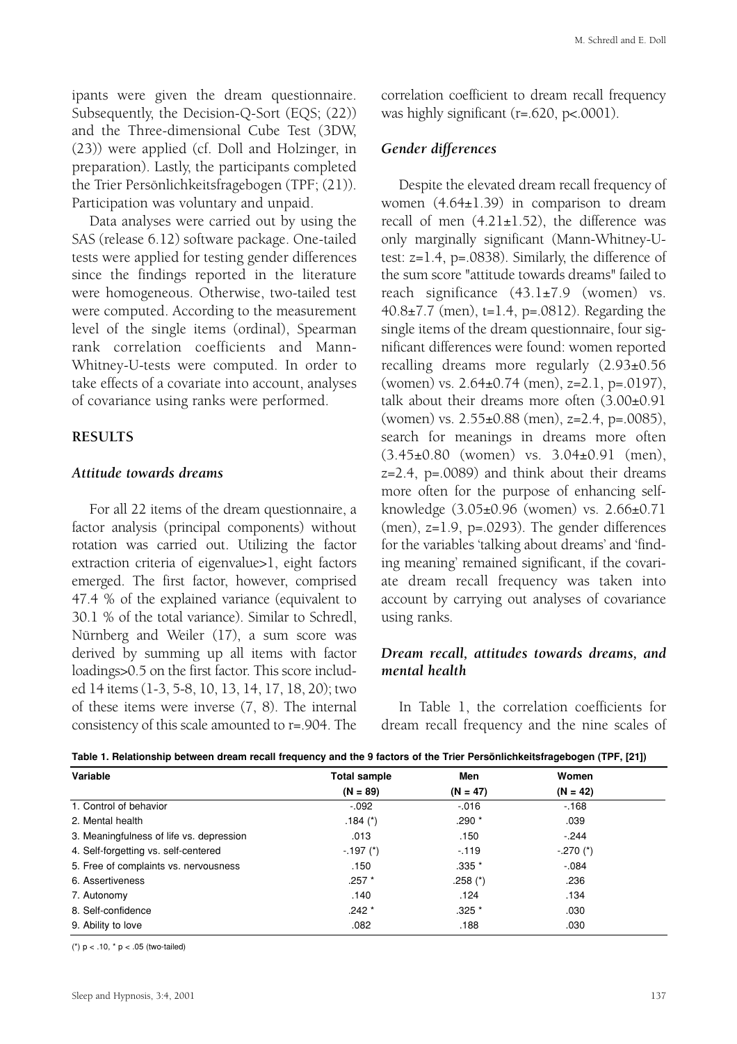ipants were given the dream questionnaire. Subsequently, the Decision-Q-Sort (EQS; (22)) and the Three-dimensional Cube Test (3DW, (23)) were applied (cf. Doll and Holzinger, in preparation). Lastly, the participants completed the Trier Persönlichkeitsfragebogen (TPF; (21)). Participation was voluntary and unpaid.

Data analyses were carried out by using the SAS (release 6.12) software package. One-tailed tests were applied for testing gender differences since the findings reported in the literature were homogeneous. Otherwise, two-tailed test were computed. According to the measurement level of the single items (ordinal), Spearman rank correlation coefficients and Mann-Whitney-U-tests were computed. In order to take effects of a covariate into account, analyses of covariance using ranks were performed.

## RESULTS

### *Attitude towards dreams*

For all 22 items of the dream questionnaire, a factor analysis (principal components) without rotation was carried out. Utilizing the factor extraction criteria of eigenvalue>1, eight factors emerged. The first factor, however, comprised 47.4 % of the explained variance (equivalent to 30.1 % of the total variance). Similar to Schredl, Nürnberg and Weiler (17), a sum score was derived by summing up all items with factor loadings>0.5 on the first factor. This score included 14 items (1-3, 5-8, 10, 13, 14, 17, 18, 20); two of these items were inverse (7, 8). The internal consistency of this scale amounted to r=.904. The correlation coefficient to dream recall frequency was highly significant (r=.620, p<.0001).

### *Gender differences*

Despite the elevated dream recall frequency of women (4.64±1.39) in comparison to dream recall of men (4.21±1.52), the difference was only marginally significant (Mann-Whitney-U-test: z=1.4, p=.0838). Similarly, the difference of the sum score "attitude towards dreams" failed to reach significance (43.1±7.9 (women) vs. 40.8±7.7 (men), t=1.4, p=.0812). Regarding the single items of the dream questionnaire, four significant differences were found: women reported recalling dreams more regularly (2.93±0.56 (women) vs. 2.64±0.74 (men), z=2.1, p=.0197), talk about their dreams more often (3.00±0.91 (women) vs. 2.55±0.88 (men), z=2.4, p=.0085), search for meanings in dreams more often (3.45±0.80 (women) vs. 3.04±0.91 (men), z=2.4, p=.0089) and think about their dreams more often for the purpose of enhancing self-knowledge (3.05±0.96 (women) vs. 2.66±0.71 (men), z=1.9, p=.0293). The gender differences for the variables 'talking about dreams' and 'finding meaning' remained significant, if the covariate dream recall frequency was taken into account by carrying out analyses of covariance using ranks.

### *Dream recall, attitudes towards dreams, and mental health*

In Table 1, the correlation coefficients for dream recall frequency and the nine scales of

**Table 1. Relationship between dream recall frequency and the 9 factors of the Trier Persönlichkeitsfragebogen (TPF, [21])**

| Variable | Total sample (N = 89) | Men (N = 47) | Women (N = 42) |
|---|---|---|---|
| 1. Control of behavior | -.092 | -.016 | -.168 |
| 2. Mental health | .184 (*) | .290 * | .039 |
| 3. Meaningfulness of life vs. depression | .013 | .150 | -.244 |
| 4. Self-forgetting vs. self-centered | -.197 (*) | -.119 | -.270 (*) |
| 5. Free of complaints vs. nervousness | .150 | .335 * | -.084 |
| 6. Assertiveness | .257 * | .258 (*) | .236 |
| 7. Autonomy | .140 | .124 | .134 |
| 8. Self-confidence | .242 * | .325 * | .030 |
| 9. Ability to love | .082 | .188 | .030 |

(*) p < .10, * p < .05 (two-tailed)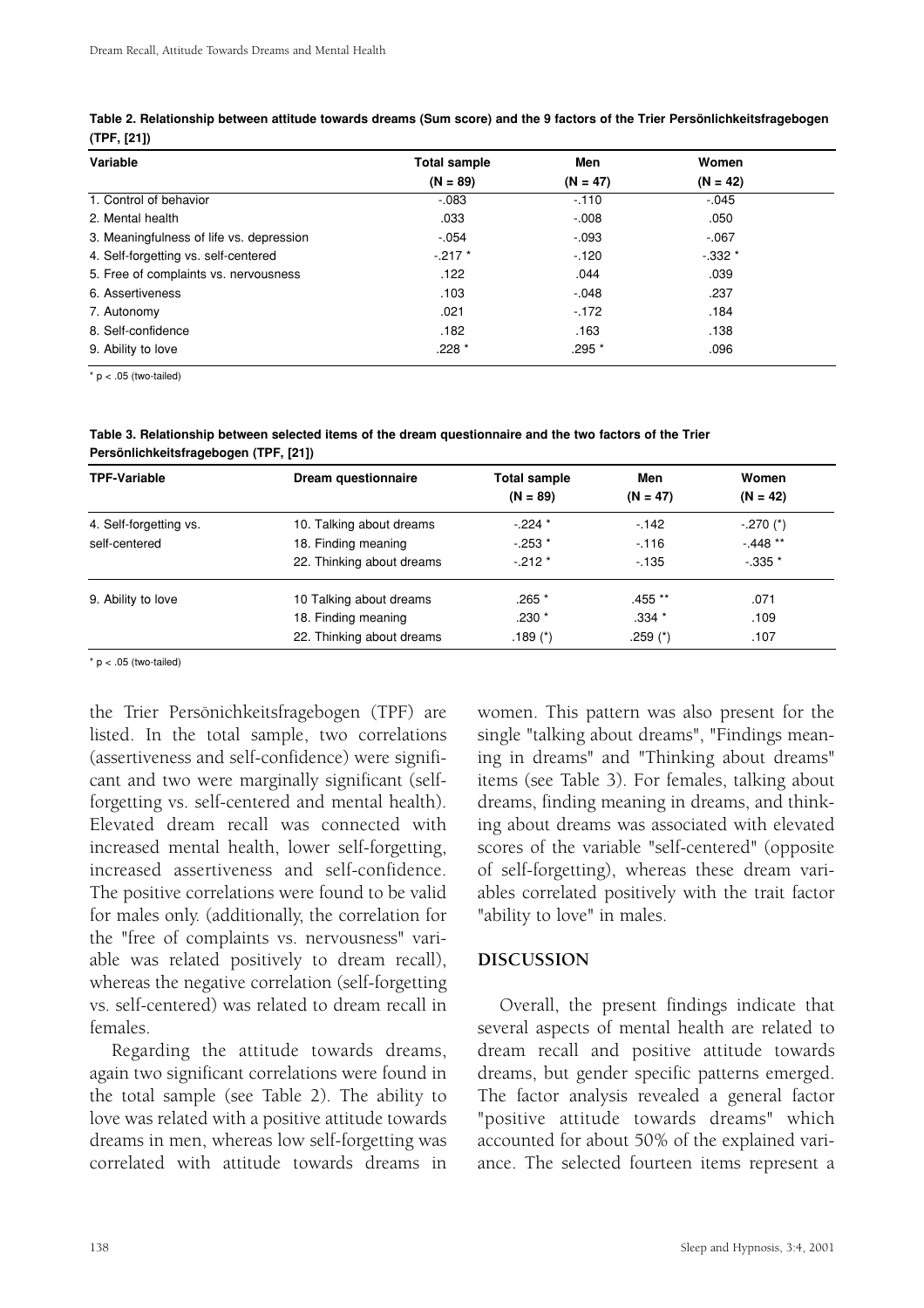**Table 2. Relationship between attitude towards dreams (Sum score) and the 9 factors of the Trier Persönlichkeitsfragebogen (TPF, [21])**

| Variable | Total sample (N = 89) | Men (N = 47) | Women (N = 42) |
|---|---|---|---|
| 1. Control of behavior | -.083 | -.110 | -.045 |
| 2. Mental health | .033 | -.008 | .050 |
| 3. Meaningfulness of life vs. depression | -.054 | -.093 | -.067 |
| 4. Self-forgetting vs. self-centered | -.217 * | -.120 | -.332 * |
| 5. Free of complaints vs. nervousness | .122 | .044 | .039 |
| 6. Assertiveness | .103 | -.048 | .237 |
| 7. Autonomy | .021 | -.172 | .184 |
| 8. Self-confidence | .182 | .163 | .138 |
| 9. Ability to love | .228 * | .295 * | .096 |

* $p < .05$ (two-tailed)

**Table 3. Relationship between selected items of the dream questionnaire and the two factors of the Trier Persönlichkeitsfragebogen (TPF, [21])**

| TPF-Variable | Dream questionnaire | Total sample (N = 89) | Men (N = 47) | Women (N = 42) |
|---|---|---|---|---|
| 4. Self-forgetting vs. self-centered | 10. Talking about dreams | -.224 * | -.142 | -.270 (*) |
| | 18. Finding meaning | -.253 * | -.116 | -.448 ** |
| | 22. Thinking about dreams | -.212 * | -.135 | -.335 * |
| 9. Ability to love | 10 Talking about dreams | .265 * | .455 ** | .071 |
| | 18. Finding meaning | .230 * | .334 * | .109 |
| | 22. Thinking about dreams | .189 (*) | .259 (*) | .107 |

* $p < .05$ (two-tailed)

the Trier Persönichkeitsfragebogen (TPF) are listed. In the total sample, two correlations (assertiveness and self-confidence) were significant and two were marginally significant (self-forgetting vs. self-centered and mental health). Elevated dream recall was connected with increased mental health, lower self-forgetting, increased assertiveness and self-confidence. The positive correlations were found to be valid for males only. (additionally, the correlation for the "free of complaints vs. nervousness" variable was related positively to dream recall), whereas the negative correlation (self-forgetting vs. self-centered) was related to dream recall in females.

Regarding the attitude towards dreams, again two significant correlations were found in the total sample (see Table 2). The ability to love was related with a positive attitude towards dreams in men, whereas low self-forgetting was correlated with attitude towards dreams in women. This pattern was also present for the single "talking about dreams", "Findings meaning in dreams" and "Thinking about dreams" items (see Table 3). For females, talking about dreams, finding meaning in dreams, and thinking about dreams was associated with elevated scores of the variable "self-centered" (opposite of self-forgetting), whereas these dream variables correlated positively with the trait factor "ability to love" in males.

## DISCUSSION

Overall, the present findings indicate that several aspects of mental health are related to dream recall and positive attitude towards dreams, but gender specific patterns emerged. The factor analysis revealed a general factor "positive attitude towards dreams" which accounted for about 50% of the explained variance. The selected fourteen items represent a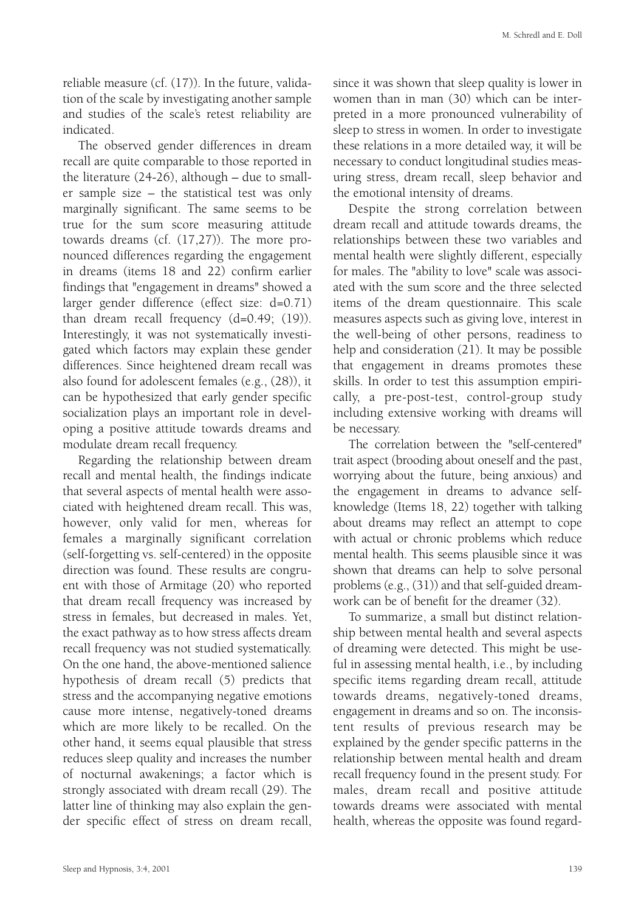reliable measure (cf. (17)). In the future, validation of the scale by investigating another sample and studies of the scale's retest reliability are indicated.

The observed gender differences in dream recall are quite comparable to those reported in the literature (24-26), although – due to smaller sample size – the statistical test was only marginally significant. The same seems to be true for the sum score measuring attitude towards dreams (cf. (17,27)). The more pronounced differences regarding the engagement in dreams (items 18 and 22) confirm earlier findings that "engagement in dreams" showed a larger gender difference (effect size: d=0.71) than dream recall frequency (d=0.49; (19)). Interestingly, it was not systematically investigated which factors may explain these gender differences. Since heightened dream recall was also found for adolescent females (e.g., (28)), it can be hypothesized that early gender specific socialization plays an important role in developing a positive attitude towards dreams and modulate dream recall frequency.

Regarding the relationship between dream recall and mental health, the findings indicate that several aspects of mental health were associated with heightened dream recall. This was, however, only valid for men, whereas for females a marginally significant correlation (self-forgetting vs. self-centered) in the opposite direction was found. These results are congruent with those of Armitage (20) who reported that dream recall frequency was increased by stress in females, but decreased in males. Yet, the exact pathway as to how stress affects dream recall frequency was not studied systematically. On the one hand, the above-mentioned salience hypothesis of dream recall (5) predicts that stress and the accompanying negative emotions cause more intense, negatively-toned dreams which are more likely to be recalled. On the other hand, it seems equal plausible that stress reduces sleep quality and increases the number of nocturnal awakenings; a factor which is strongly associated with dream recall (29). The latter line of thinking may also explain the gender specific effect of stress on dream recall, since it was shown that sleep quality is lower in women than in man (30) which can be interpreted in a more pronounced vulnerability of sleep to stress in women. In order to investigate these relations in a more detailed way, it will be necessary to conduct longitudinal studies measuring stress, dream recall, sleep behavior and the emotional intensity of dreams.

Despite the strong correlation between dream recall and attitude towards dreams, the relationships between these two variables and mental health were slightly different, especially for males. The "ability to love" scale was associated with the sum score and the three selected items of the dream questionnaire. This scale measures aspects such as giving love, interest in the well-being of other persons, readiness to help and consideration (21). It may be possible that engagement in dreams promotes these skills. In order to test this assumption empirically, a pre-post-test, control-group study including extensive working with dreams will be necessary.

The correlation between the "self-centered" trait aspect (brooding about oneself and the past, worrying about the future, being anxious) and the engagement in dreams to advance self-knowledge (Items 18, 22) together with talking about dreams may reflect an attempt to cope with actual or chronic problems which reduce mental health. This seems plausible since it was shown that dreams can help to solve personal problems (e.g., (31)) and that self-guided dreamwork can be of benefit for the dreamer (32).

To summarize, a small but distinct relationship between mental health and several aspects of dreaming were detected. This might be useful in assessing mental health, i.e., by including specific items regarding dream recall, attitude towards dreams, negatively-toned dreams, engagement in dreams and so on. The inconsistent results of previous research may be explained by the gender specific patterns in the relationship between mental health and dream recall frequency found in the present study. For males, dream recall and positive attitude towards dreams were associated with mental health, whereas the opposite was found regard-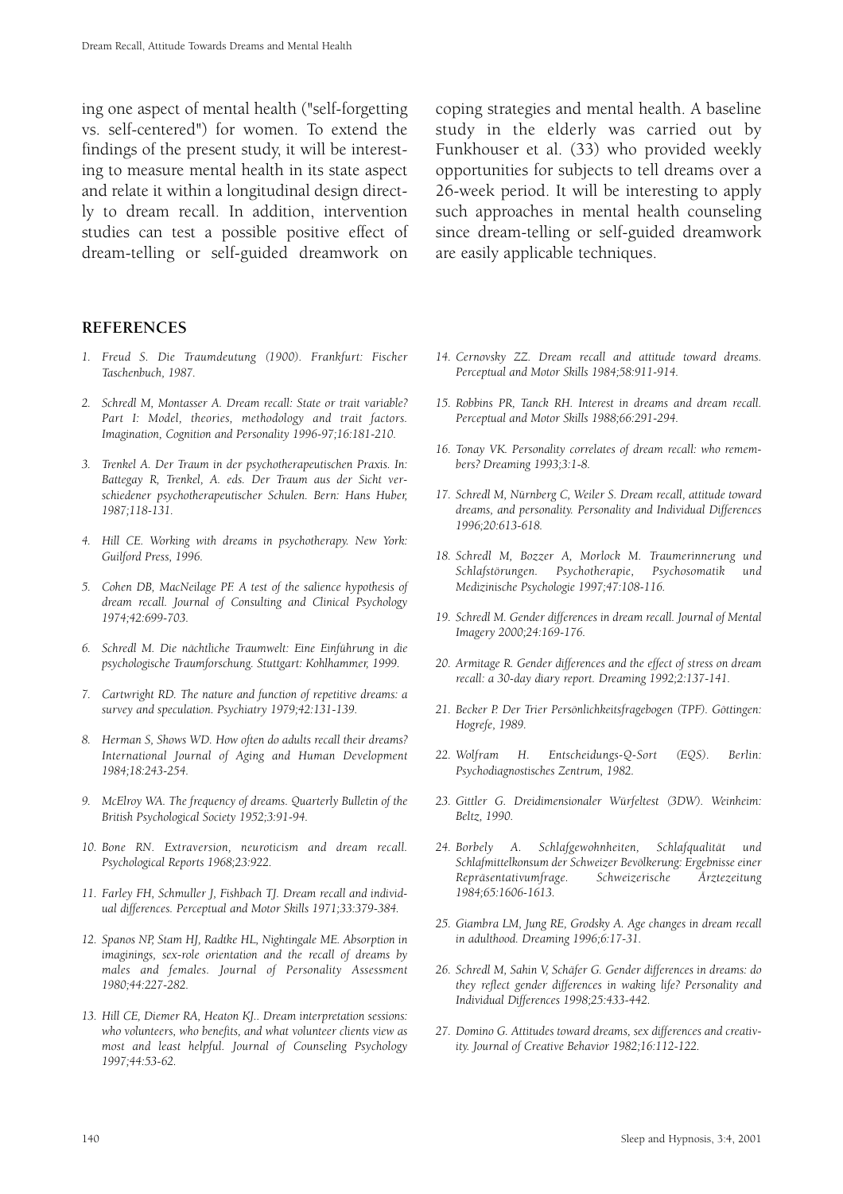ing one aspect of mental health ("self-forgetting vs. self-centered") for women. To extend the findings of the present study, it will be interesting to measure mental health in its state aspect and relate it within a longitudinal design directly to dream recall. In addition, intervention studies can test a possible positive effect of dream-telling or self-guided dreamwork on coping strategies and mental health. A baseline study in the elderly was carried out by Funkhouser et al. (33) who provided weekly opportunities for subjects to tell dreams over a 26-week period. It will be interesting to apply such approaches in mental health counseling since dream-telling or self-guided dreamwork are easily applicable techniques.

## REFERENCES

1. *Freud S. Die Traumdeutung (1900). Frankfurt: Fischer Taschenbuch, 1987.*
2. *Schredl M, Montasser A. Dream recall: State or trait variable? Part I: Model, theories, methodology and trait factors. Imagination, Cognition and Personality 1996-97;16:181-210.*
3. *Trenkel A. Der Traum in der psychotherapeutischen Praxis. In: Battegay R, Trenkel, A. eds. Der Traum aus der Sicht verschiedener psychotherapeutischer Schulen. Bern: Hans Huber, 1987;118-131.*
4. *Hill CE. Working with dreams in psychotherapy. New York: Guilford Press, 1996.*
5. *Cohen DB, MacNeilage PF. A test of the salience hypothesis of dream recall. Journal of Consulting and Clinical Psychology 1974;42:699-703.*
6. *Schredl M. Die nächtliche Traumwelt: Eine Einführung in die psychologische Traumforschung. Stuttgart: Kohlhammer, 1999.*
7. *Cartwright RD. The nature and function of repetitive dreams: a survey and speculation. Psychiatry 1979;42:131-139.*
8. *Herman S, Shows WD. How often do adults recall their dreams? International Journal of Aging and Human Development 1984;18:243-254.*
9. *McElroy WA. The frequency of dreams. Quarterly Bulletin of the British Psychological Society 1952;3:91-94.*
10. *Bone RN. Extraversion, neuroticism and dream recall. Psychological Reports 1968;23:922.*
11. *Farley FH, Schmuller J, Fishbach TJ. Dream recall and individual differences. Perceptual and Motor Skills 1971;33:379-384.*
12. *Spanos NP, Stam HJ, Radtke HL, Nightingale ME. Absorption in imaginings, sex-role orientation and the recall of dreams by males and females. Journal of Personality Assessment 1980;44:227-282.*
13. *Hill CE, Diemer RA, Heaton KJ.. Dream interpretation sessions: who volunteers, who benefits, and what volunteer clients view as most and least helpful. Journal of Counseling Psychology 1997;44:53-62.*
14. *Cernovsky ZZ. Dream recall and attitude toward dreams. Perceptual and Motor Skills 1984;58:911-914.*
15. *Robbins PR, Tanck RH. Interest in dreams and dream recall. Perceptual and Motor Skills 1988;66:291-294.*
16. *Tonay VK. Personality correlates of dream recall: who remembers? Dreaming 1993;3:1-8.*
17. *Schredl M, Nürnberg C, Weiler S. Dream recall, attitude toward dreams, and personality. Personality and Individual Differences 1996;20:613-618.*
18. *Schredl M, Bozzer A, Morlock M. Traumerinnerung und Schlafstörungen. Psychotherapie, Psychosomatik und Medizinische Psychologie 1997;47:108-116.*
19. *Schredl M. Gender differences in dream recall. Journal of Mental Imagery 2000;24:169-176.*
20. *Armitage R. Gender differences and the effect of stress on dream recall: a 30-day diary report. Dreaming 1992;2:137-141.*
21. *Becker P. Der Trier Persönlichkeitsfragebogen (TPF). Göttingen: Hogrefe, 1989.*
22. *Wolfram H. Entscheidungs-Q-Sort (EQS). Berlin: Psychodiagnostisches Zentrum, 1982.*
23. *Gittler G. Dreidimensionaler Würfeltest (3DW). Weinheim: Beltz, 1990.*
24. *Borbely A. Schlafgewohnheiten, Schlafqualität und Schlafmittelkonsum der Schweizer Bevölkerung: Ergebnisse einer Repräsentativumfrage. Schweizerische Ärztezeitung 1984;65:1606-1613.*
25. *Giambra LM, Jung RE, Grodsky A. Age changes in dream recall in adulthood. Dreaming 1996;6:17-31.*
26. *Schredl M, Sahin V, Schäfer G. Gender differences in dreams: do they reflect gender differences in waking life? Personality and Individual Differences 1998;25:433-442.*
27. *Domino G. Attitudes toward dreams, sex differences and creativity. Journal of Creative Behavior 1982;16:112-122.*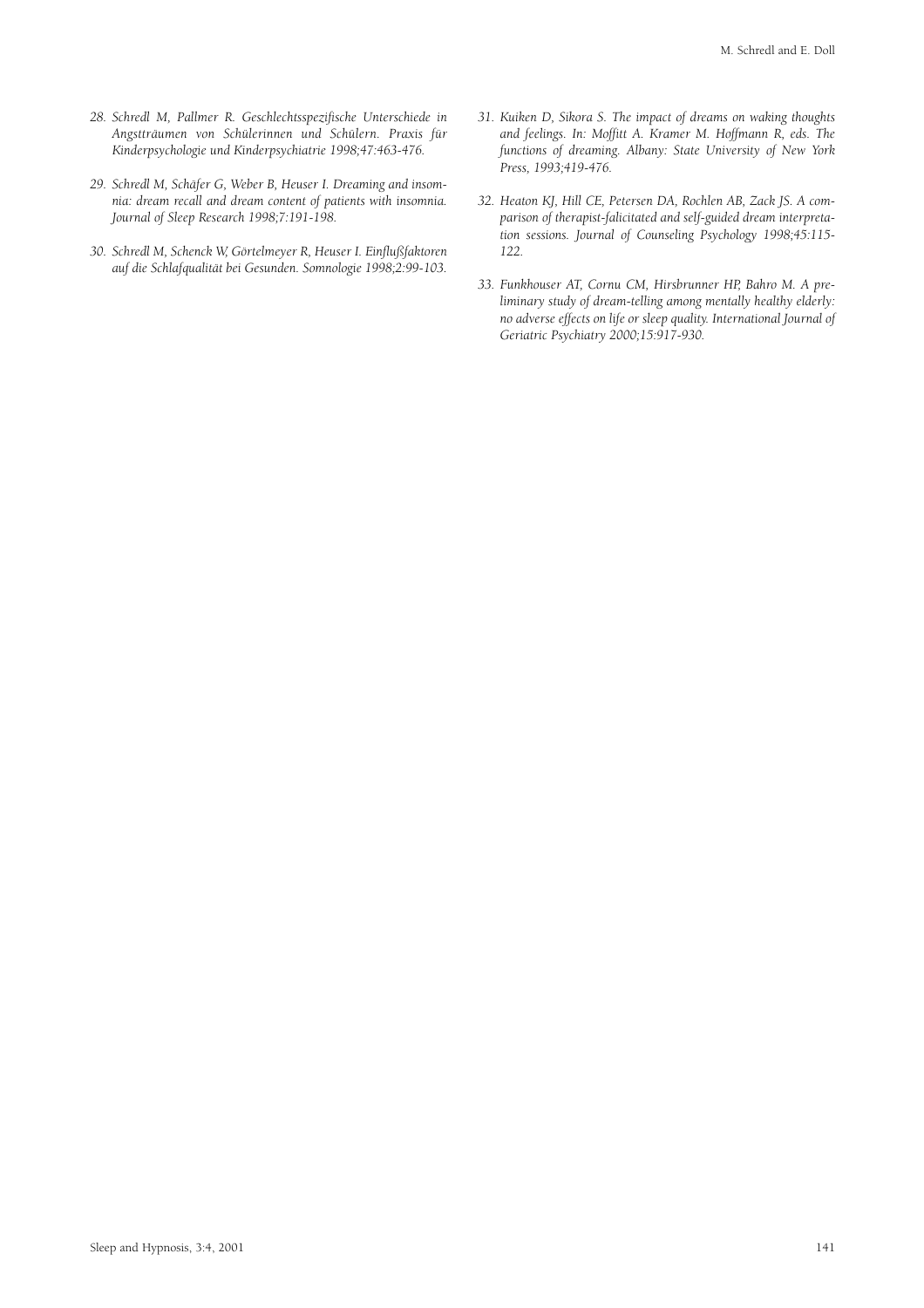28. *Schredl M, Pallmer R. Geschlechtsspezifische Unterschiede in Angstträumen von Schülerinnen und Schülern. Praxis für Kinderpsychologie und Kinderpsychiatrie 1998;47:463-476.*

29. *Schredl M, Schäfer G, Weber B, Heuser I. Dreaming and insomnia: dream recall and dream content of patients with insomnia. Journal of Sleep Research 1998;7:191-198.*

30. *Schredl M, Schenck W, Görtelmeyer R, Heuser I. Einflußfaktoren auf die Schlafqualität bei Gesunden. Somnologie 1998;2:99-103.*

31. *Kuiken D, Sikora S. The impact of dreams on waking thoughts and feelings. In: Moffitt A. Kramer M. Hoffmann R, eds. The functions of dreaming. Albany: State University of New York Press, 1993;419-476.*

32. *Heaton KJ, Hill CE, Petersen DA, Rochlen AB, Zack JS. A comparison of therapist-falicitated and self-guided dream interpretation sessions. Journal of Counseling Psychology 1998;45:115-122.*

33. *Funkhouser AT, Cornu CM, Hirsbrunner HP, Bahro M. A preliminary study of dream-telling among mentally healthy elderly: no adverse effects on life or sleep quality. International Journal of Geriatric Psychiatry 2000;15:917-930.*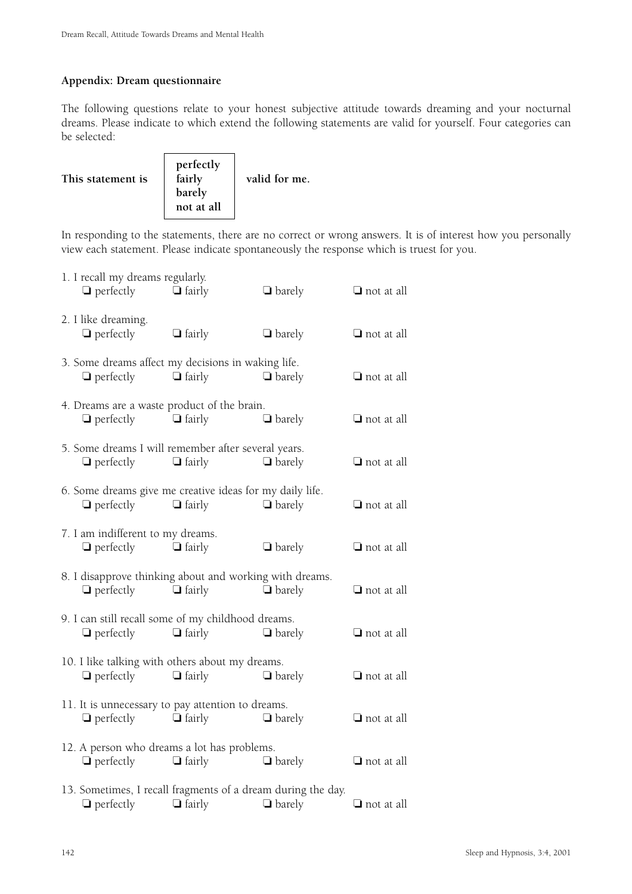### Appendix: Dream questionnaire

The following questions relate to your honest subjective attitude towards dreaming and your nocturnal dreams. Please indicate to which extend the following statements are valid for yourself. Four categories can be selected:

**This statement is** **perfectly / fairly / barely / not at all** **valid for me.**

In responding to the statements, there are no correct or wrong answers. It is of interest how you personally view each statement. Please indicate spontaneously the response which is truest for you.

1. I recall my dreams regularly.
   ❑ perfectly ❑ fairly ❑ barely ❑ not at all

2. I like dreaming.
   ❑ perfectly ❑ fairly ❑ barely ❑ not at all

3. Some dreams affect my decisions in waking life.
   ❑ perfectly ❑ fairly ❑ barely ❑ not at all

4. Dreams are a waste product of the brain.
   ❑ perfectly ❑ fairly ❑ barely ❑ not at all

5. Some dreams I will remember after several years.
   ❑ perfectly ❑ fairly ❑ barely ❑ not at all

6. Some dreams give me creative ideas for my daily life.
   ❑ perfectly ❑ fairly ❑ barely ❑ not at all

7. I am indifferent to my dreams.
   ❑ perfectly ❑ fairly ❑ barely ❑ not at all

8. I disapprove thinking about and working with dreams.
   ❑ perfectly ❑ fairly ❑ barely ❑ not at all

9. I can still recall some of my childhood dreams.
   ❑ perfectly ❑ fairly ❑ barely ❑ not at all

10. I like talking with others about my dreams.
    ❑ perfectly ❑ fairly ❑ barely ❑ not at all

11. It is unnecessary to pay attention to dreams.
    ❑ perfectly ❑ fairly ❑ barely ❑ not at all

12. A person who dreams a lot has problems.
    ❑ perfectly ❑ fairly ❑ barely ❑ not at all

13. Sometimes, I recall fragments of a dream during the day.
    ❑ perfectly ❑ fairly ❑ barely ❑ not at all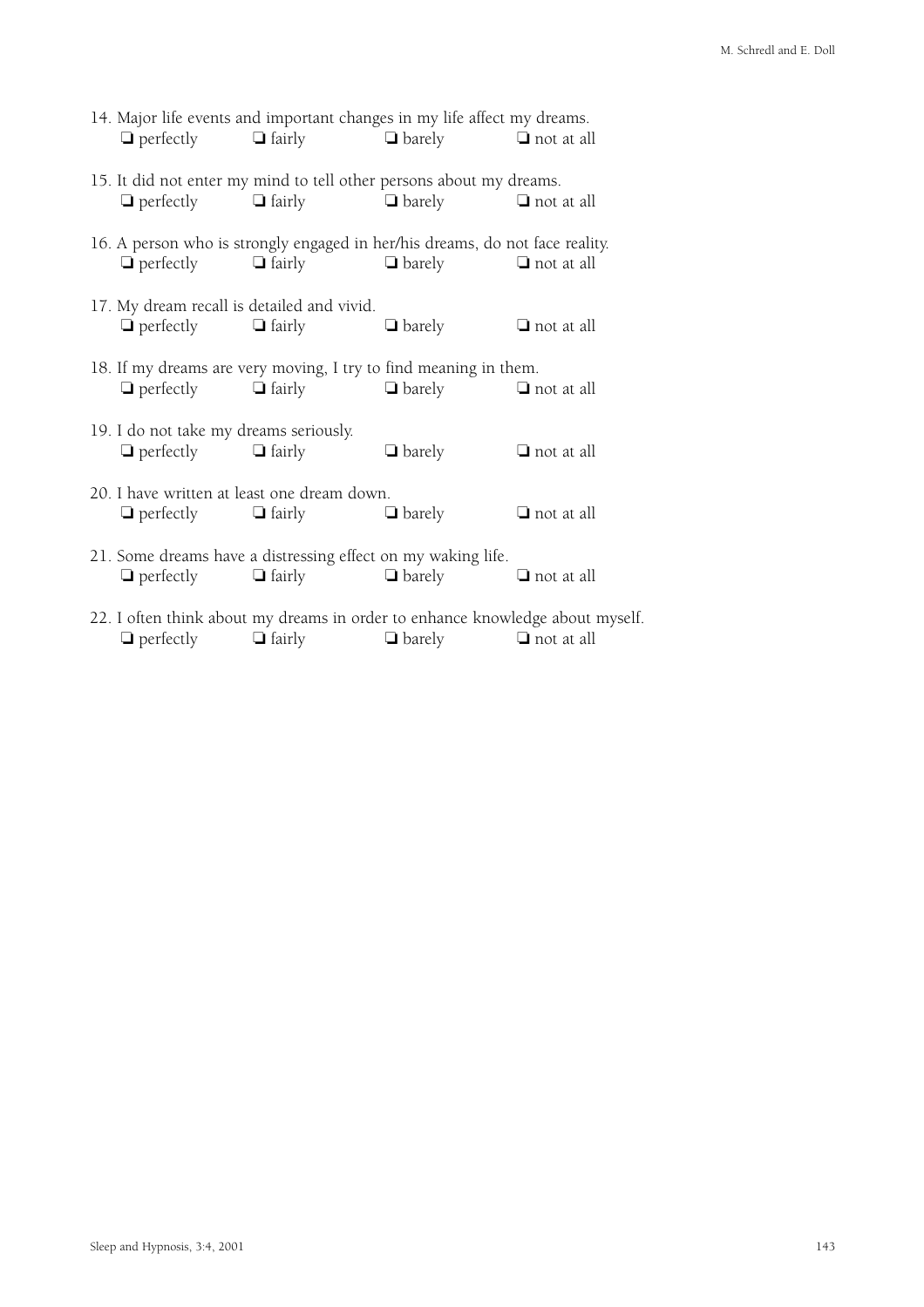14. Major life events and important changes in my life affect my dreams.
❏ perfectly ❏ fairly ❏ barely ❏ not at all

15. It did not enter my mind to tell other persons about my dreams.
❏ perfectly ❏ fairly ❏ barely ❏ not at all

16. A person who is strongly engaged in her/his dreams, do not face reality.
❏ perfectly ❏ fairly ❏ barely ❏ not at all

17. My dream recall is detailed and vivid.
❏ perfectly ❏ fairly ❏ barely ❏ not at all

18. If my dreams are very moving, I try to find meaning in them.
❏ perfectly ❏ fairly ❏ barely ❏ not at all

19. I do not take my dreams seriously.
❏ perfectly ❏ fairly ❏ barely ❏ not at all

20. I have written at least one dream down.
❏ perfectly ❏ fairly ❏ barely ❏ not at all

21. Some dreams have a distressing effect on my waking life.
❏ perfectly ❏ fairly ❏ barely ❏ not at all

22. I often think about my dreams in order to enhance knowledge about myself.
❏ perfectly ❏ fairly ❏ barely ❏ not at all